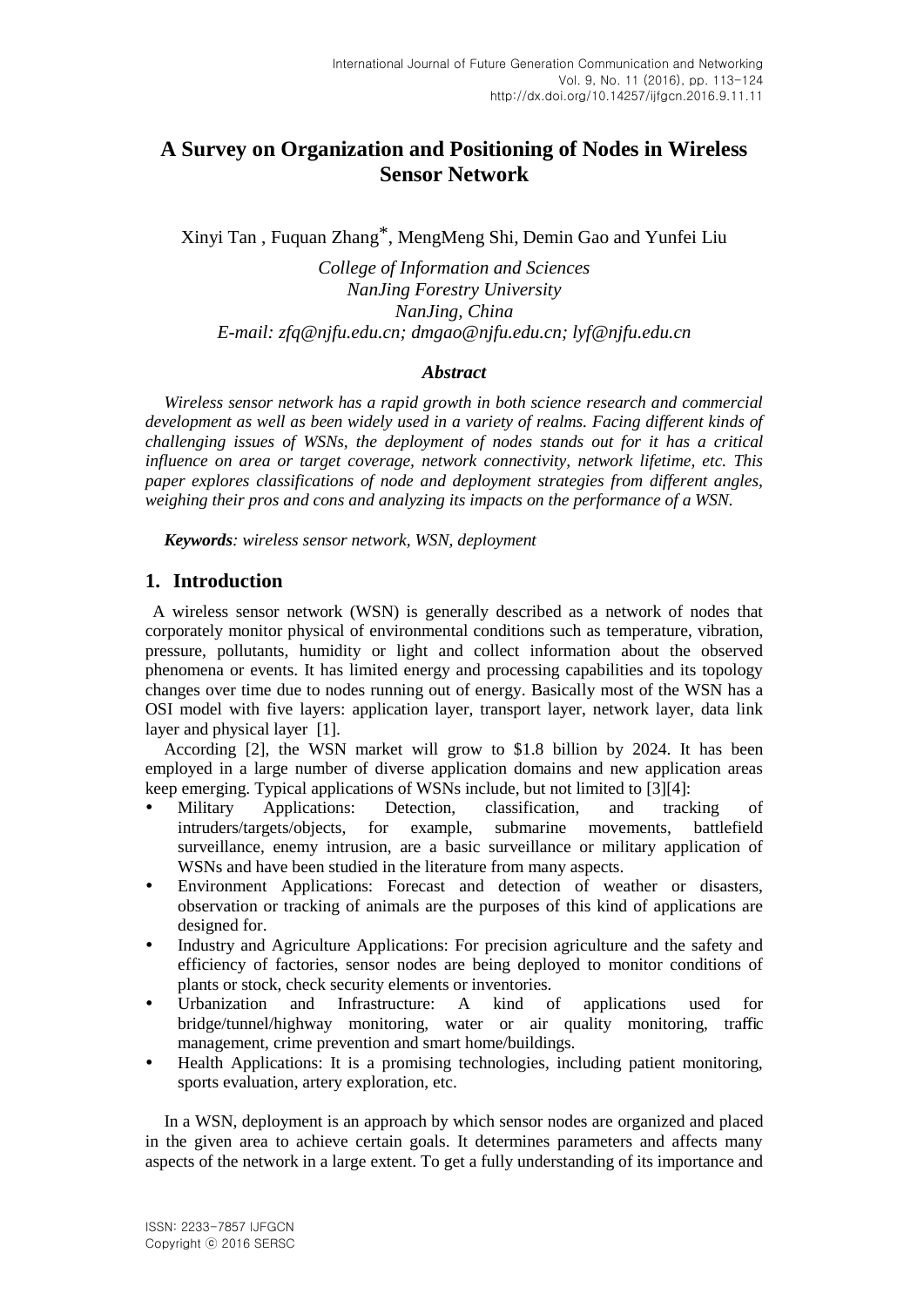# A Survey on Organization and Positioning of Nodes in Wireless Sensor Network

Xinyi Tan , Fuquan Zhang*, MengMeng Shi, Demin Gao and Yunfei Liu

*College of Information and Sciences*
*NanJing Forestry University*
*NanJing, China*
*E-mail: zfq@njfu.edu.cn; dmgao@njfu.edu.cn; lyf@njfu.edu.cn*

### *Abstract*

*Wireless sensor network has a rapid growth in both science research and commercial development as well as been widely used in a variety of realms. Facing different kinds of challenging issues of WSNs, the deployment of nodes stands out for it has a critical influence on area or target coverage, network connectivity, network lifetime, etc. This paper explores classifications of node and deployment strategies from different angles, weighing their pros and cons and analyzing its impacts on the performance of a WSN.*

***Keywords****: wireless sensor network, WSN, deployment*

## 1. Introduction

A wireless sensor network (WSN) is generally described as a network of nodes that corporately monitor physical of environmental conditions such as temperature, vibration, pressure, pollutants, humidity or light and collect information about the observed phenomena or events. It has limited energy and processing capabilities and its topology changes over time due to nodes running out of energy. Basically most of the WSN has a OSI model with five layers: application layer, transport layer, network layer, data link layer and physical layer [1].

According [2], the WSN market will grow to $1.8 billion by 2024. It has been employed in a large number of diverse application domains and new application areas keep emerging. Typical applications of WSNs include, but not limited to [3][4]:

- Military Applications: Detection, classification, and tracking of intruders/targets/objects, for example, submarine movements, battlefield surveillance, enemy intrusion, are a basic surveillance or military application of WSNs and have been studied in the literature from many aspects.
- Environment Applications: Forecast and detection of weather or disasters, observation or tracking of animals are the purposes of this kind of applications are designed for.
- Industry and Agriculture Applications: For precision agriculture and the safety and efficiency of factories, sensor nodes are being deployed to monitor conditions of plants or stock, check security elements or inventories.
- Urbanization and Infrastructure: A kind of applications used for bridge/tunnel/highway monitoring, water or air quality monitoring, traffic management, crime prevention and smart home/buildings.
- Health Applications: It is a promising technologies, including patient monitoring, sports evaluation, artery exploration, etc.

In a WSN, deployment is an approach by which sensor nodes are organized and placed in the given area to achieve certain goals. It determines parameters and affects many aspects of the network in a large extent. To get a fully understanding of its importance and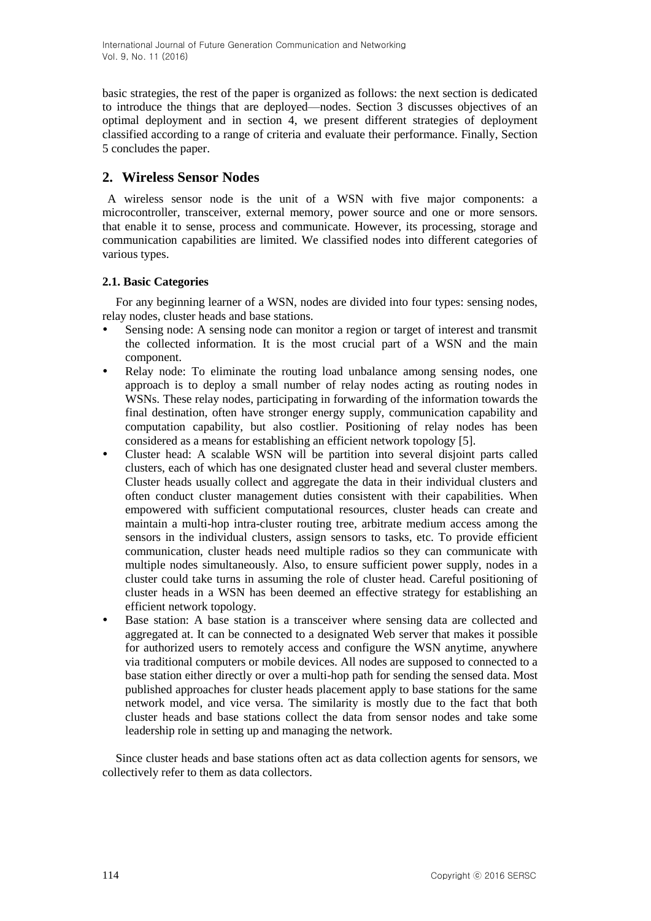basic strategies, the rest of the paper is organized as follows: the next section is dedicated to introduce the things that are deployed—nodes. Section 3 discusses objectives of an optimal deployment and in section 4, we present different strategies of deployment classified according to a range of criteria and evaluate their performance. Finally, Section 5 concludes the paper.

## 2. Wireless Sensor Nodes

A wireless sensor node is the unit of a WSN with five major components: a microcontroller, transceiver, external memory, power source and one or more sensors. that enable it to sense, process and communicate. However, its processing, storage and communication capabilities are limited. We classified nodes into different categories of various types.

### 2.1. Basic Categories

For any beginning learner of a WSN, nodes are divided into four types: sensing nodes, relay nodes, cluster heads and base stations.

- Sensing node: A sensing node can monitor a region or target of interest and transmit the collected information. It is the most crucial part of a WSN and the main component.
- Relay node: To eliminate the routing load unbalance among sensing nodes, one approach is to deploy a small number of relay nodes acting as routing nodes in WSNs. These relay nodes, participating in forwarding of the information towards the final destination, often have stronger energy supply, communication capability and computation capability, but also costlier. Positioning of relay nodes has been considered as a means for establishing an efficient network topology [5].
- Cluster head: A scalable WSN will be partition into several disjoint parts called clusters, each of which has one designated cluster head and several cluster members. Cluster heads usually collect and aggregate the data in their individual clusters and often conduct cluster management duties consistent with their capabilities. When empowered with sufficient computational resources, cluster heads can create and maintain a multi-hop intra-cluster routing tree, arbitrate medium access among the sensors in the individual clusters, assign sensors to tasks, etc. To provide efficient communication, cluster heads need multiple radios so they can communicate with multiple nodes simultaneously. Also, to ensure sufficient power supply, nodes in a cluster could take turns in assuming the role of cluster head. Careful positioning of cluster heads in a WSN has been deemed an effective strategy for establishing an efficient network topology.
- Base station: A base station is a transceiver where sensing data are collected and aggregated at. It can be connected to a designated Web server that makes it possible for authorized users to remotely access and configure the WSN anytime, anywhere via traditional computers or mobile devices. All nodes are supposed to connected to a base station either directly or over a multi-hop path for sending the sensed data. Most published approaches for cluster heads placement apply to base stations for the same network model, and vice versa. The similarity is mostly due to the fact that both cluster heads and base stations collect the data from sensor nodes and take some leadership role in setting up and managing the network.

Since cluster heads and base stations often act as data collection agents for sensors, we collectively refer to them as data collectors.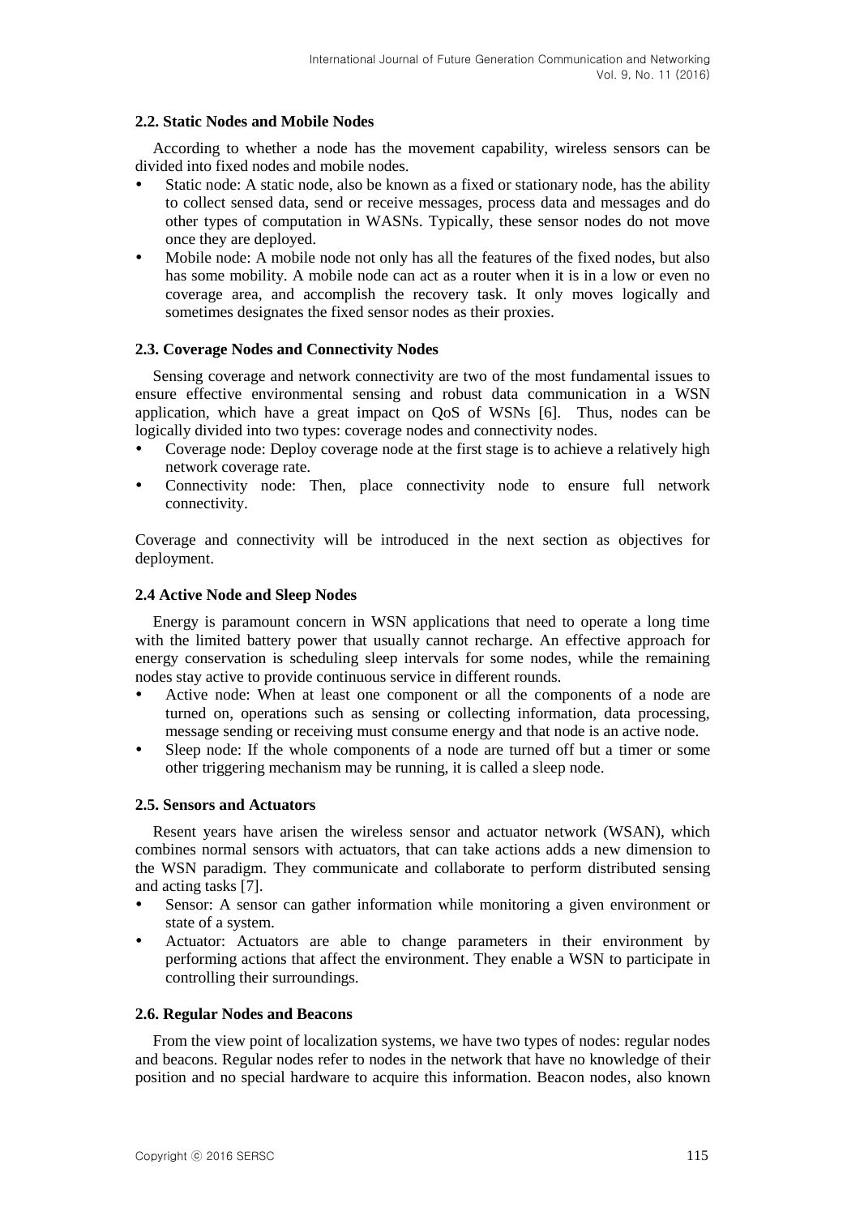### 2.2. Static Nodes and Mobile Nodes

According to whether a node has the movement capability, wireless sensors can be divided into fixed nodes and mobile nodes.

- Static node: A static node, also be known as a fixed or stationary node, has the ability to collect sensed data, send or receive messages, process data and messages and do other types of computation in WASNs. Typically, these sensor nodes do not move once they are deployed.
- Mobile node: A mobile node not only has all the features of the fixed nodes, but also has some mobility. A mobile node can act as a router when it is in a low or even no coverage area, and accomplish the recovery task. It only moves logically and sometimes designates the fixed sensor nodes as their proxies.

### 2.3. Coverage Nodes and Connectivity Nodes

Sensing coverage and network connectivity are two of the most fundamental issues to ensure effective environmental sensing and robust data communication in a WSN application, which have a great impact on QoS of WSNs [6]. Thus, nodes can be logically divided into two types: coverage nodes and connectivity nodes.

- Coverage node: Deploy coverage node at the first stage is to achieve a relatively high network coverage rate.
- Connectivity node: Then, place connectivity node to ensure full network connectivity.

Coverage and connectivity will be introduced in the next section as objectives for deployment.

### 2.4 Active Node and Sleep Nodes

Energy is paramount concern in WSN applications that need to operate a long time with the limited battery power that usually cannot recharge. An effective approach for energy conservation is scheduling sleep intervals for some nodes, while the remaining nodes stay active to provide continuous service in different rounds.

- Active node: When at least one component or all the components of a node are turned on, operations such as sensing or collecting information, data processing, message sending or receiving must consume energy and that node is an active node.
- Sleep node: If the whole components of a node are turned off but a timer or some other triggering mechanism may be running, it is called a sleep node.

### 2.5. Sensors and Actuators

Resent years have arisen the wireless sensor and actuator network (WSAN), which combines normal sensors with actuators, that can take actions adds a new dimension to the WSN paradigm. They communicate and collaborate to perform distributed sensing and acting tasks [7].

- Sensor: A sensor can gather information while monitoring a given environment or state of a system.
- Actuator: Actuators are able to change parameters in their environment by performing actions that affect the environment. They enable a WSN to participate in controlling their surroundings.

### 2.6. Regular Nodes and Beacons

From the view point of localization systems, we have two types of nodes: regular nodes and beacons. Regular nodes refer to nodes in the network that have no knowledge of their position and no special hardware to acquire this information. Beacon nodes, also known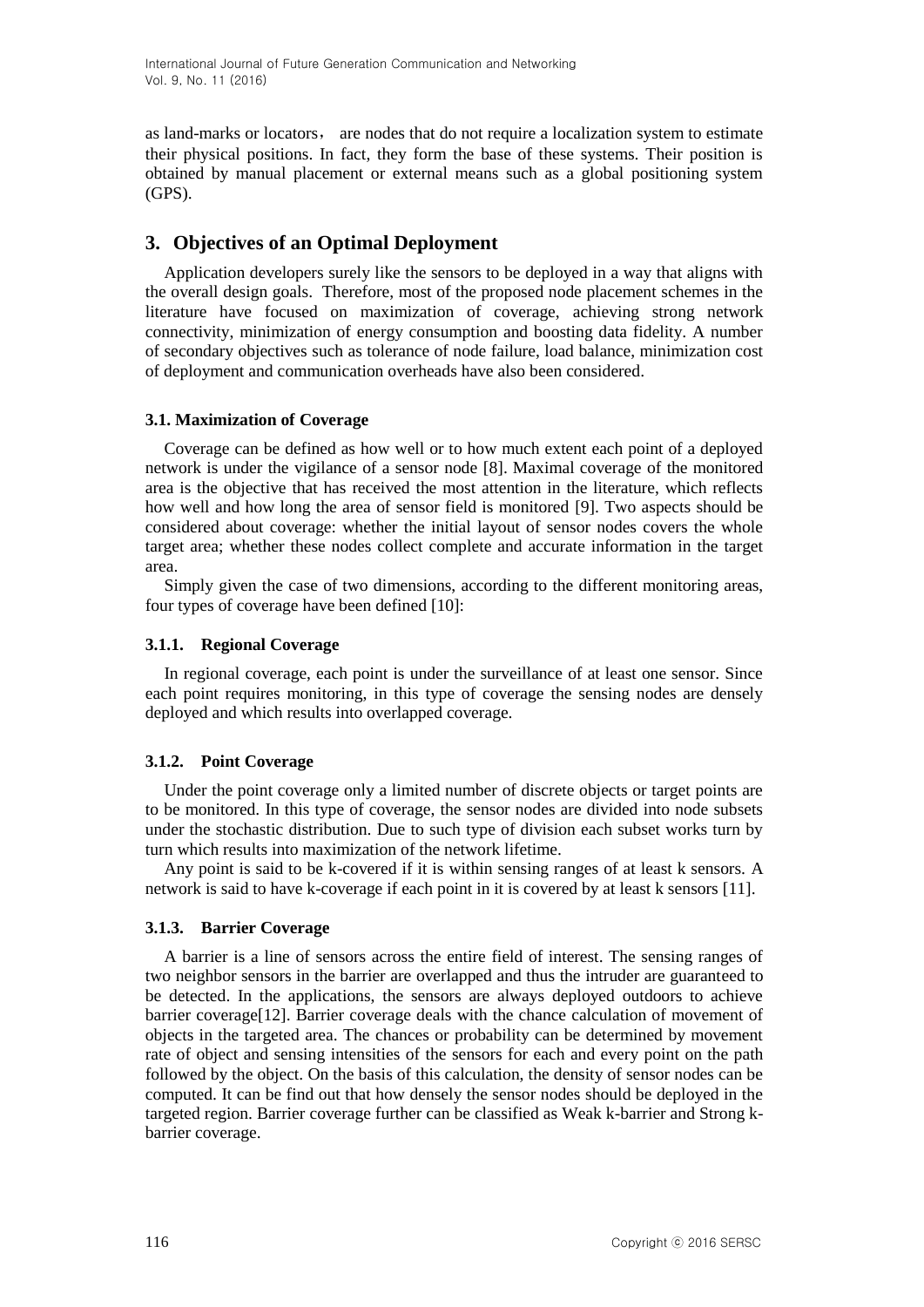as land-marks or locators， are nodes that do not require a localization system to estimate their physical positions. In fact, they form the base of these systems. Their position is obtained by manual placement or external means such as a global positioning system (GPS).

## 3. Objectives of an Optimal Deployment

Application developers surely like the sensors to be deployed in a way that aligns with the overall design goals. Therefore, most of the proposed node placement schemes in the literature have focused on maximization of coverage, achieving strong network connectivity, minimization of energy consumption and boosting data fidelity. A number of secondary objectives such as tolerance of node failure, load balance, minimization cost of deployment and communication overheads have also been considered.

### 3.1. Maximization of Coverage

Coverage can be defined as how well or to how much extent each point of a deployed network is under the vigilance of a sensor node [8]. Maximal coverage of the monitored area is the objective that has received the most attention in the literature, which reflects how well and how long the area of sensor field is monitored [9]. Two aspects should be considered about coverage: whether the initial layout of sensor nodes covers the whole target area; whether these nodes collect complete and accurate information in the target area.

Simply given the case of two dimensions, according to the different monitoring areas, four types of coverage have been defined [10]:

#### 3.1.1. Regional Coverage

In regional coverage, each point is under the surveillance of at least one sensor. Since each point requires monitoring, in this type of coverage the sensing nodes are densely deployed and which results into overlapped coverage.

#### 3.1.2. Point Coverage

Under the point coverage only a limited number of discrete objects or target points are to be monitored. In this type of coverage, the sensor nodes are divided into node subsets under the stochastic distribution. Due to such type of division each subset works turn by turn which results into maximization of the network lifetime.

Any point is said to be k-covered if it is within sensing ranges of at least k sensors. A network is said to have k-coverage if each point in it is covered by at least k sensors [11].

#### 3.1.3. Barrier Coverage

A barrier is a line of sensors across the entire field of interest. The sensing ranges of two neighbor sensors in the barrier are overlapped and thus the intruder are guaranteed to be detected. In the applications, the sensors are always deployed outdoors to achieve barrier coverage[12]. Barrier coverage deals with the chance calculation of movement of objects in the targeted area. The chances or probability can be determined by movement rate of object and sensing intensities of the sensors for each and every point on the path followed by the object. On the basis of this calculation, the density of sensor nodes can be computed. It can be find out that how densely the sensor nodes should be deployed in the targeted region. Barrier coverage further can be classified as Weak k-barrier and Strong k-barrier coverage.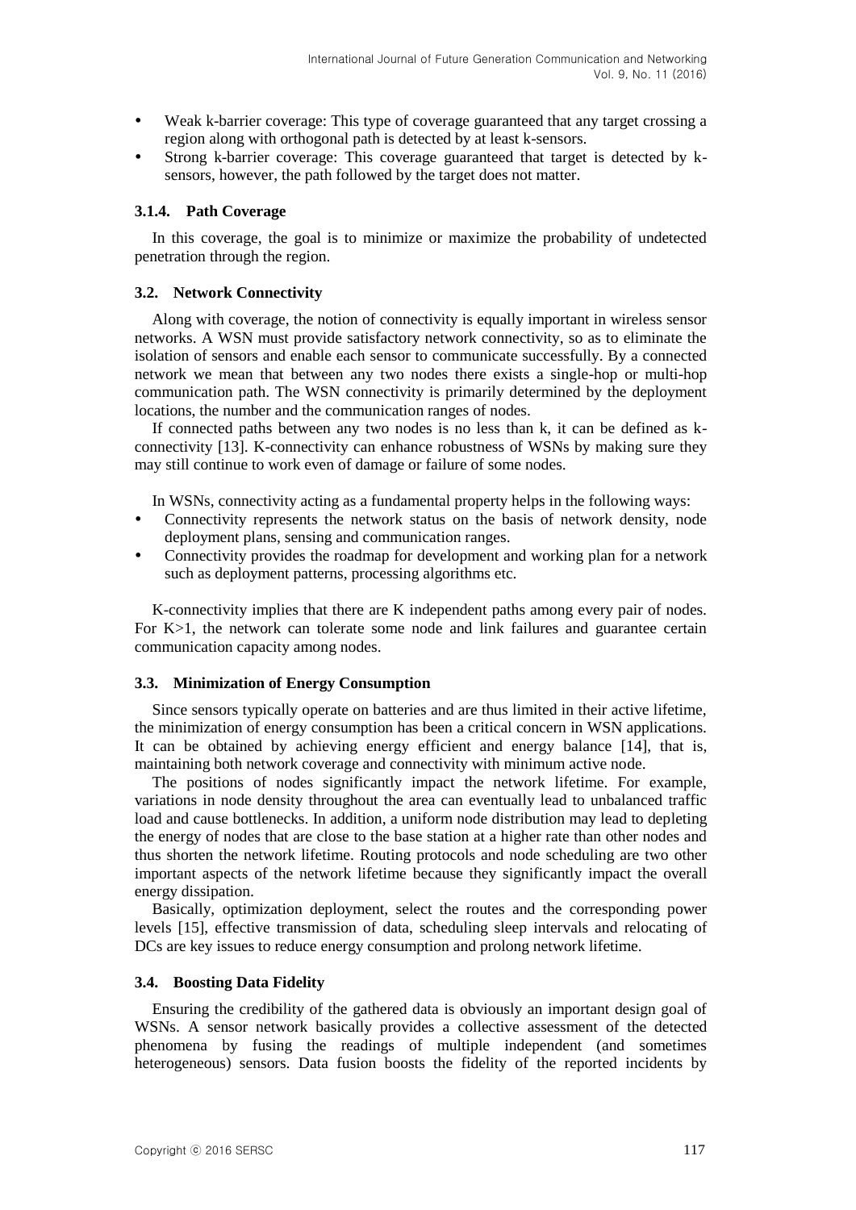- Weak k-barrier coverage: This type of coverage guaranteed that any target crossing a region along with orthogonal path is detected by at least k-sensors.
- Strong k-barrier coverage: This coverage guaranteed that target is detected by k-sensors, however, the path followed by the target does not matter.

#### 3.1.4. Path Coverage

In this coverage, the goal is to minimize or maximize the probability of undetected penetration through the region.

### 3.2. Network Connectivity

Along with coverage, the notion of connectivity is equally important in wireless sensor networks. A WSN must provide satisfactory network connectivity, so as to eliminate the isolation of sensors and enable each sensor to communicate successfully. By a connected network we mean that between any two nodes there exists a single-hop or multi-hop communication path. The WSN connectivity is primarily determined by the deployment locations, the number and the communication ranges of nodes.

If connected paths between any two nodes is no less than k, it can be defined as k-connectivity [13]. K-connectivity can enhance robustness of WSNs by making sure they may still continue to work even of damage or failure of some nodes.

In WSNs, connectivity acting as a fundamental property helps in the following ways:

- Connectivity represents the network status on the basis of network density, node deployment plans, sensing and communication ranges.
- Connectivity provides the roadmap for development and working plan for a network such as deployment patterns, processing algorithms etc.

K-connectivity implies that there are K independent paths among every pair of nodes. For K>1, the network can tolerate some node and link failures and guarantee certain communication capacity among nodes.

### 3.3. Minimization of Energy Consumption

Since sensors typically operate on batteries and are thus limited in their active lifetime, the minimization of energy consumption has been a critical concern in WSN applications. It can be obtained by achieving energy efficient and energy balance [14], that is, maintaining both network coverage and connectivity with minimum active node.

The positions of nodes significantly impact the network lifetime. For example, variations in node density throughout the area can eventually lead to unbalanced traffic load and cause bottlenecks. In addition, a uniform node distribution may lead to depleting the energy of nodes that are close to the base station at a higher rate than other nodes and thus shorten the network lifetime. Routing protocols and node scheduling are two other important aspects of the network lifetime because they significantly impact the overall energy dissipation.

Basically, optimization deployment, select the routes and the corresponding power levels [15], effective transmission of data, scheduling sleep intervals and relocating of DCs are key issues to reduce energy consumption and prolong network lifetime.

### 3.4. Boosting Data Fidelity

Ensuring the credibility of the gathered data is obviously an important design goal of WSNs. A sensor network basically provides a collective assessment of the detected phenomena by fusing the readings of multiple independent (and sometimes heterogeneous) sensors. Data fusion boosts the fidelity of the reported incidents by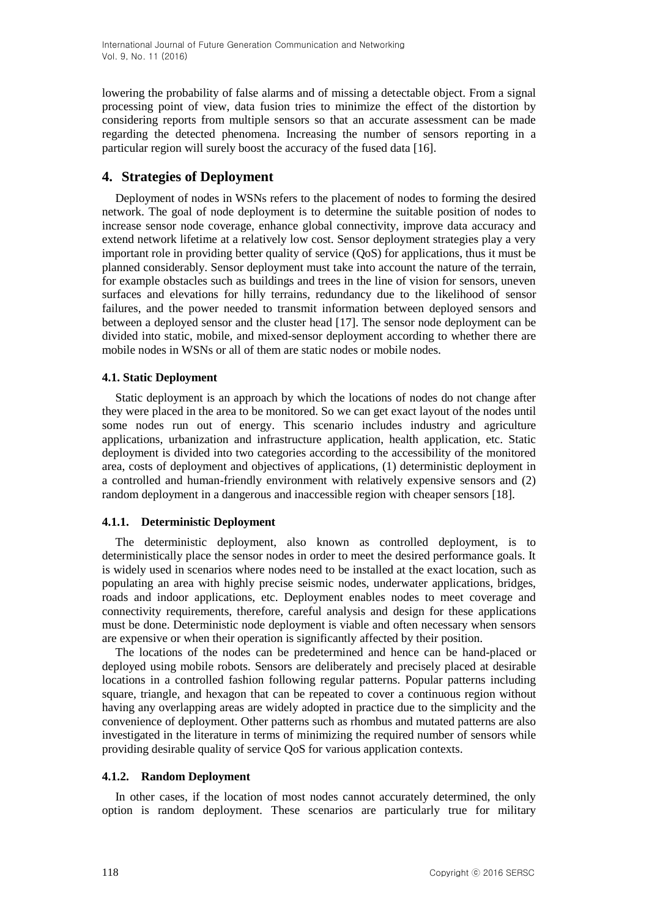lowering the probability of false alarms and of missing a detectable object. From a signal processing point of view, data fusion tries to minimize the effect of the distortion by considering reports from multiple sensors so that an accurate assessment can be made regarding the detected phenomena. Increasing the number of sensors reporting in a particular region will surely boost the accuracy of the fused data [16].

## 4. Strategies of Deployment

Deployment of nodes in WSNs refers to the placement of nodes to forming the desired network. The goal of node deployment is to determine the suitable position of nodes to increase sensor node coverage, enhance global connectivity, improve data accuracy and extend network lifetime at a relatively low cost. Sensor deployment strategies play a very important role in providing better quality of service (QoS) for applications, thus it must be planned considerably. Sensor deployment must take into account the nature of the terrain, for example obstacles such as buildings and trees in the line of vision for sensors, uneven surfaces and elevations for hilly terrains, redundancy due to the likelihood of sensor failures, and the power needed to transmit information between deployed sensors and between a deployed sensor and the cluster head [17]. The sensor node deployment can be divided into static, mobile, and mixed-sensor deployment according to whether there are mobile nodes in WSNs or all of them are static nodes or mobile nodes.

### 4.1. Static Deployment

Static deployment is an approach by which the locations of nodes do not change after they were placed in the area to be monitored. So we can get exact layout of the nodes until some nodes run out of energy. This scenario includes industry and agriculture applications, urbanization and infrastructure application, health application, etc. Static deployment is divided into two categories according to the accessibility of the monitored area, costs of deployment and objectives of applications, (1) deterministic deployment in a controlled and human-friendly environment with relatively expensive sensors and (2) random deployment in a dangerous and inaccessible region with cheaper sensors [18].

#### 4.1.1. Deterministic Deployment

The deterministic deployment, also known as controlled deployment, is to deterministically place the sensor nodes in order to meet the desired performance goals. It is widely used in scenarios where nodes need to be installed at the exact location, such as populating an area with highly precise seismic nodes, underwater applications, bridges, roads and indoor applications, etc. Deployment enables nodes to meet coverage and connectivity requirements, therefore, careful analysis and design for these applications must be done. Deterministic node deployment is viable and often necessary when sensors are expensive or when their operation is significantly affected by their position.

The locations of the nodes can be predetermined and hence can be hand-placed or deployed using mobile robots. Sensors are deliberately and precisely placed at desirable locations in a controlled fashion following regular patterns. Popular patterns including square, triangle, and hexagon that can be repeated to cover a continuous region without having any overlapping areas are widely adopted in practice due to the simplicity and the convenience of deployment. Other patterns such as rhombus and mutated patterns are also investigated in the literature in terms of minimizing the required number of sensors while providing desirable quality of service QoS for various application contexts.

#### 4.1.2. Random Deployment

In other cases, if the location of most nodes cannot accurately determined, the only option is random deployment. These scenarios are particularly true for military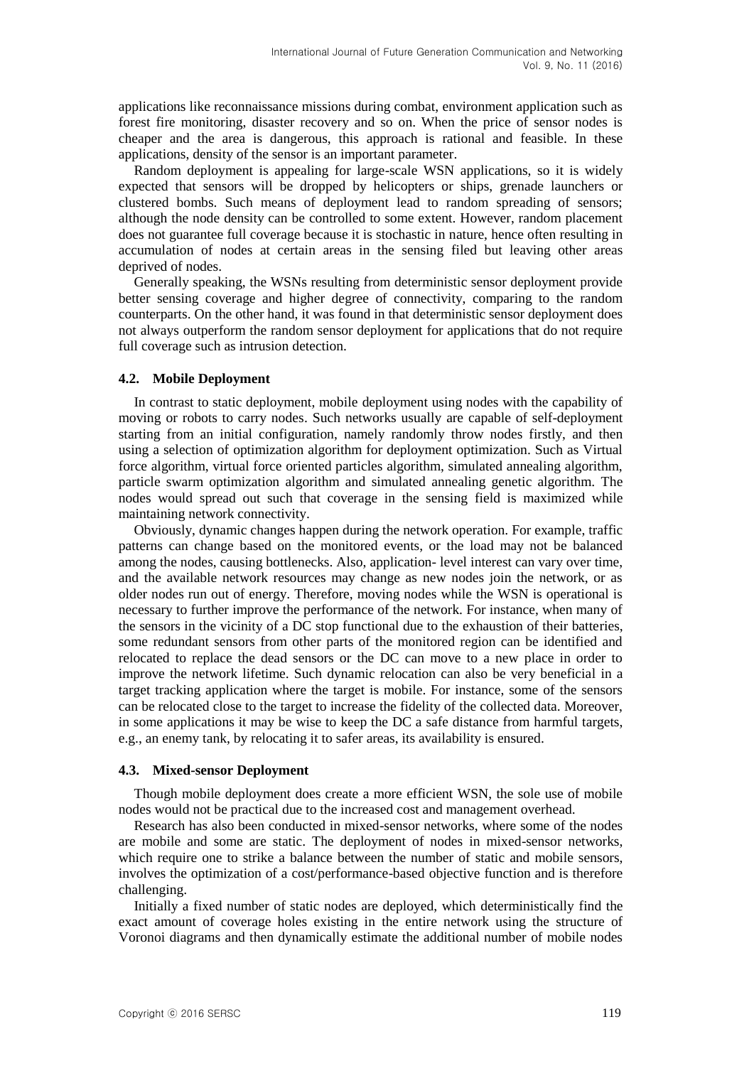applications like reconnaissance missions during combat, environment application such as forest fire monitoring, disaster recovery and so on. When the price of sensor nodes is cheaper and the area is dangerous, this approach is rational and feasible. In these applications, density of the sensor is an important parameter.

Random deployment is appealing for large-scale WSN applications, so it is widely expected that sensors will be dropped by helicopters or ships, grenade launchers or clustered bombs. Such means of deployment lead to random spreading of sensors; although the node density can be controlled to some extent. However, random placement does not guarantee full coverage because it is stochastic in nature, hence often resulting in accumulation of nodes at certain areas in the sensing filed but leaving other areas deprived of nodes.

Generally speaking, the WSNs resulting from deterministic sensor deployment provide better sensing coverage and higher degree of connectivity, comparing to the random counterparts. On the other hand, it was found in that deterministic sensor deployment does not always outperform the random sensor deployment for applications that do not require full coverage such as intrusion detection.

### 4.2. Mobile Deployment

In contrast to static deployment, mobile deployment using nodes with the capability of moving or robots to carry nodes. Such networks usually are capable of self-deployment starting from an initial configuration, namely randomly throw nodes firstly, and then using a selection of optimization algorithm for deployment optimization. Such as Virtual force algorithm, virtual force oriented particles algorithm, simulated annealing algorithm, particle swarm optimization algorithm and simulated annealing genetic algorithm. The nodes would spread out such that coverage in the sensing field is maximized while maintaining network connectivity.

Obviously, dynamic changes happen during the network operation. For example, traffic patterns can change based on the monitored events, or the load may not be balanced among the nodes, causing bottlenecks. Also, application- level interest can vary over time, and the available network resources may change as new nodes join the network, or as older nodes run out of energy. Therefore, moving nodes while the WSN is operational is necessary to further improve the performance of the network. For instance, when many of the sensors in the vicinity of a DC stop functional due to the exhaustion of their batteries, some redundant sensors from other parts of the monitored region can be identified and relocated to replace the dead sensors or the DC can move to a new place in order to improve the network lifetime. Such dynamic relocation can also be very beneficial in a target tracking application where the target is mobile. For instance, some of the sensors can be relocated close to the target to increase the fidelity of the collected data. Moreover, in some applications it may be wise to keep the DC a safe distance from harmful targets, e.g., an enemy tank, by relocating it to safer areas, its availability is ensured.

### 4.3. Mixed-sensor Deployment

Though mobile deployment does create a more efficient WSN, the sole use of mobile nodes would not be practical due to the increased cost and management overhead.

Research has also been conducted in mixed-sensor networks, where some of the nodes are mobile and some are static. The deployment of nodes in mixed-sensor networks, which require one to strike a balance between the number of static and mobile sensors, involves the optimization of a cost/performance-based objective function and is therefore challenging.

Initially a fixed number of static nodes are deployed, which deterministically find the exact amount of coverage holes existing in the entire network using the structure of Voronoi diagrams and then dynamically estimate the additional number of mobile nodes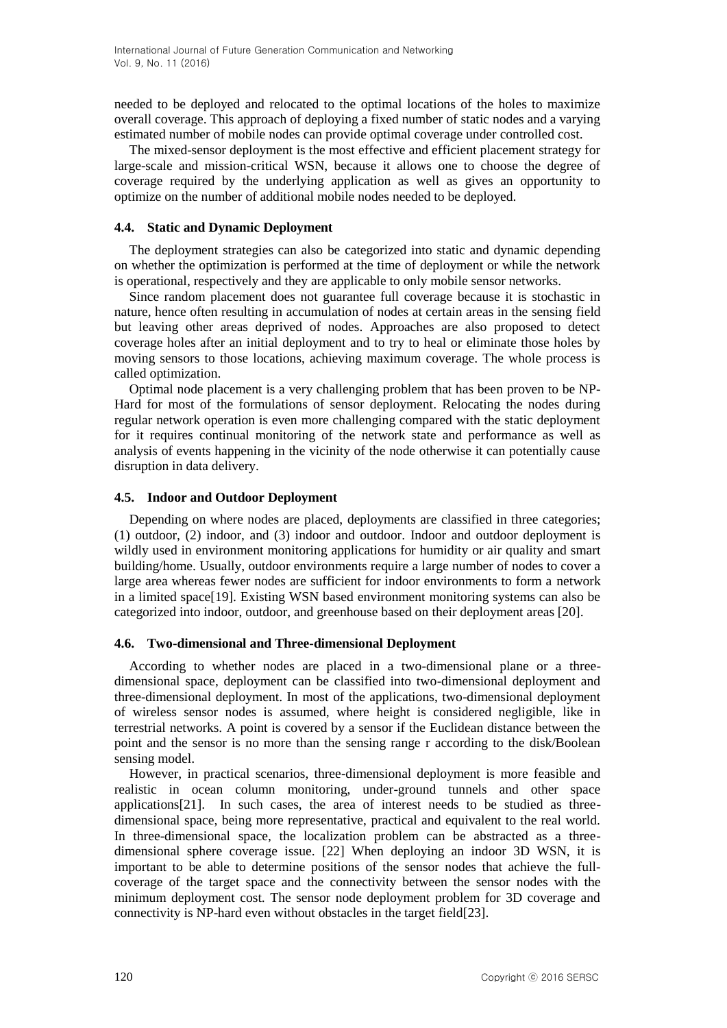needed to be deployed and relocated to the optimal locations of the holes to maximize overall coverage. This approach of deploying a fixed number of static nodes and a varying estimated number of mobile nodes can provide optimal coverage under controlled cost.

The mixed-sensor deployment is the most effective and efficient placement strategy for large-scale and mission-critical WSN, because it allows one to choose the degree of coverage required by the underlying application as well as gives an opportunity to optimize on the number of additional mobile nodes needed to be deployed.

### 4.4. Static and Dynamic Deployment

The deployment strategies can also be categorized into static and dynamic depending on whether the optimization is performed at the time of deployment or while the network is operational, respectively and they are applicable to only mobile sensor networks.

Since random placement does not guarantee full coverage because it is stochastic in nature, hence often resulting in accumulation of nodes at certain areas in the sensing field but leaving other areas deprived of nodes. Approaches are also proposed to detect coverage holes after an initial deployment and to try to heal or eliminate those holes by moving sensors to those locations, achieving maximum coverage. The whole process is called optimization.

Optimal node placement is a very challenging problem that has been proven to be NP-Hard for most of the formulations of sensor deployment. Relocating the nodes during regular network operation is even more challenging compared with the static deployment for it requires continual monitoring of the network state and performance as well as analysis of events happening in the vicinity of the node otherwise it can potentially cause disruption in data delivery.

### 4.5. Indoor and Outdoor Deployment

Depending on where nodes are placed, deployments are classified in three categories; (1) outdoor, (2) indoor, and (3) indoor and outdoor. Indoor and outdoor deployment is wildly used in environment monitoring applications for humidity or air quality and smart building/home. Usually, outdoor environments require a large number of nodes to cover a large area whereas fewer nodes are sufficient for indoor environments to form a network in a limited space[19]. Existing WSN based environment monitoring systems can also be categorized into indoor, outdoor, and greenhouse based on their deployment areas [20].

### 4.6. Two-dimensional and Three-dimensional Deployment

According to whether nodes are placed in a two-dimensional plane or a three-dimensional space, deployment can be classified into two-dimensional deployment and three-dimensional deployment. In most of the applications, two-dimensional deployment of wireless sensor nodes is assumed, where height is considered negligible, like in terrestrial networks. A point is covered by a sensor if the Euclidean distance between the point and the sensor is no more than the sensing range r according to the disk/Boolean sensing model.

However, in practical scenarios, three-dimensional deployment is more feasible and realistic in ocean column monitoring, under-ground tunnels and other space applications[21]. In such cases, the area of interest needs to be studied as three-dimensional space, being more representative, practical and equivalent to the real world. In three-dimensional space, the localization problem can be abstracted as a three-dimensional sphere coverage issue. [22] When deploying an indoor 3D WSN, it is important to be able to determine positions of the sensor nodes that achieve the full-coverage of the target space and the connectivity between the sensor nodes with the minimum deployment cost. The sensor node deployment problem for 3D coverage and connectivity is NP-hard even without obstacles in the target field[23].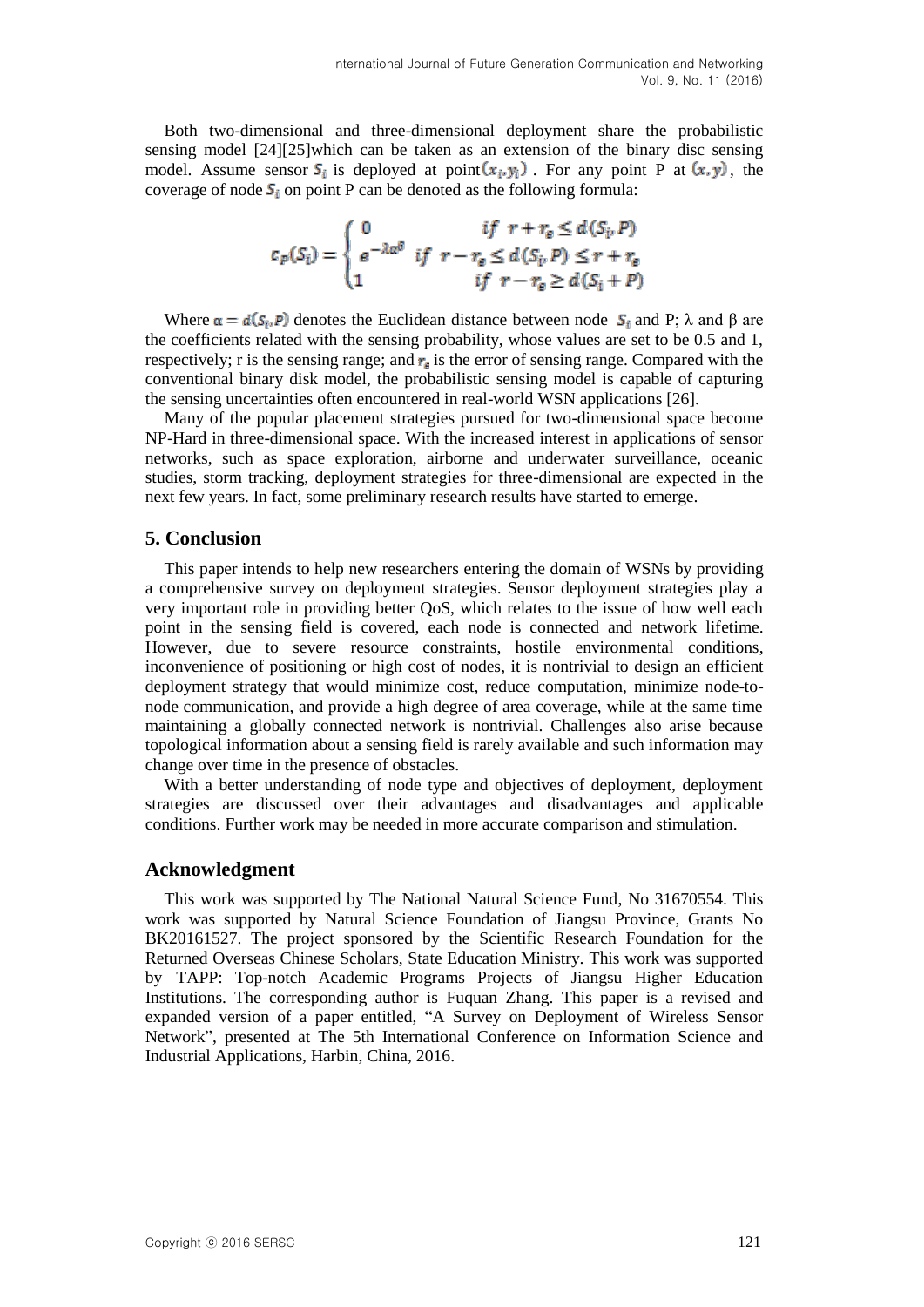Both two-dimensional and three-dimensional deployment share the probabilistic sensing model [24][25]which can be taken as an extension of the binary disc sensing model. Assume sensor $S_i$ is deployed at point$(x_i, y_i)$ . For any point P at $(x, y)$, the coverage of node $S_i$ on point P can be denoted as the following formula:

$$c_p(S_i) = \begin{cases} 0 & if \;\; r + r_e \leq d(S_i, P) \\ e^{-\lambda\alpha^\beta} & if \;\; r - r_e \leq d(S_i, P) \leq r + r_e \\ 1 & if \;\; r - r_e \geq d(S_i + P) \end{cases}$$

Where $\alpha = d(S_i, P)$ denotes the Euclidean distance between node $S_i$ and P; λ and β are the coefficients related with the sensing probability, whose values are set to be 0.5 and 1, respectively; r is the sensing range; and $r_e$ is the error of sensing range. Compared with the conventional binary disk model, the probabilistic sensing model is capable of capturing the sensing uncertainties often encountered in real-world WSN applications [26].

Many of the popular placement strategies pursued for two-dimensional space become NP-Hard in three-dimensional space. With the increased interest in applications of sensor networks, such as space exploration, airborne and underwater surveillance, oceanic studies, storm tracking, deployment strategies for three-dimensional are expected in the next few years. In fact, some preliminary research results have started to emerge.

## 5. Conclusion

This paper intends to help new researchers entering the domain of WSNs by providing a comprehensive survey on deployment strategies. Sensor deployment strategies play a very important role in providing better QoS, which relates to the issue of how well each point in the sensing field is covered, each node is connected and network lifetime. However, due to severe resource constraints, hostile environmental conditions, inconvenience of positioning or high cost of nodes, it is nontrivial to design an efficient deployment strategy that would minimize cost, reduce computation, minimize node-to-node communication, and provide a high degree of area coverage, while at the same time maintaining a globally connected network is nontrivial. Challenges also arise because topological information about a sensing field is rarely available and such information may change over time in the presence of obstacles.

With a better understanding of node type and objectives of deployment, deployment strategies are discussed over their advantages and disadvantages and applicable conditions. Further work may be needed in more accurate comparison and stimulation.

## Acknowledgment

This work was supported by The National Natural Science Fund, No 31670554. This work was supported by Natural Science Foundation of Jiangsu Province, Grants No BK20161527. The project sponsored by the Scientific Research Foundation for the Returned Overseas Chinese Scholars, State Education Ministry. This work was supported by TAPP: Top-notch Academic Programs Projects of Jiangsu Higher Education Institutions. The corresponding author is Fuquan Zhang. This paper is a revised and expanded version of a paper entitled, "A Survey on Deployment of Wireless Sensor Network", presented at The 5th International Conference on Information Science and Industrial Applications, Harbin, China, 2016.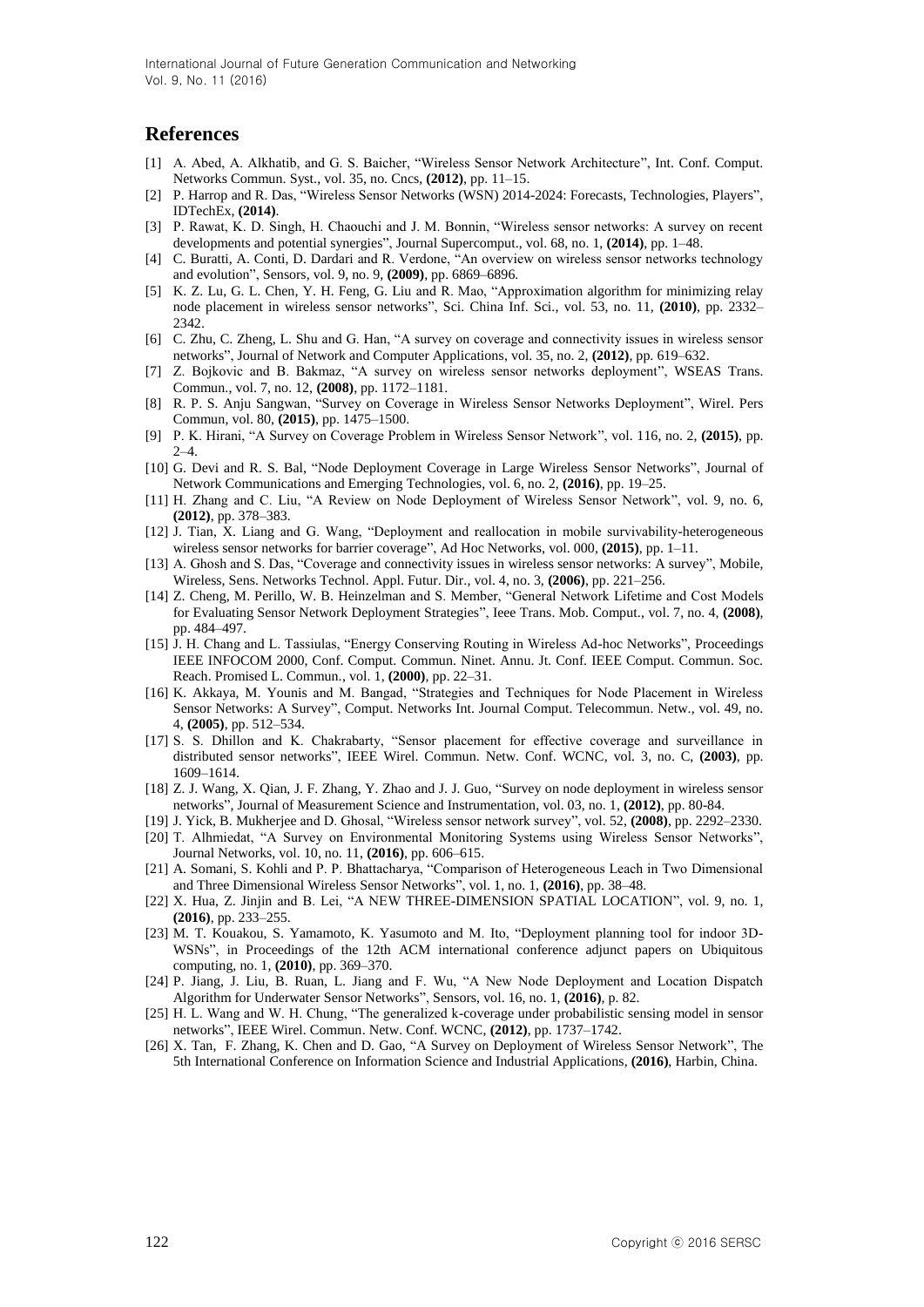## References

[1] A. Abed, A. Alkhatib, and G. S. Baicher, "Wireless Sensor Network Architecture", Int. Conf. Comput. Networks Commun. Syst., vol. 35, no. Cncs, **(2012)**, pp. 11–15.

[2] P. Harrop and R. Das, "Wireless Sensor Networks (WSN) 2014-2024: Forecasts, Technologies, Players", IDTechEx, **(2014)**.

[3] P. Rawat, K. D. Singh, H. Chaouchi and J. M. Bonnin, "Wireless sensor networks: A survey on recent developments and potential synergies", Journal Supercomput., vol. 68, no. 1, **(2014)**, pp. 1–48.

[4] C. Buratti, A. Conti, D. Dardari and R. Verdone, "An overview on wireless sensor networks technology and evolution", Sensors, vol. 9, no. 9, **(2009)**, pp. 6869–6896.

[5] K. Z. Lu, G. L. Chen, Y. H. Feng, G. Liu and R. Mao, "Approximation algorithm for minimizing relay node placement in wireless sensor networks", Sci. China Inf. Sci., vol. 53, no. 11, **(2010)**, pp. 2332–2342.

[6] C. Zhu, C. Zheng, L. Shu and G. Han, "A survey on coverage and connectivity issues in wireless sensor networks", Journal of Network and Computer Applications, vol. 35, no. 2, **(2012)**, pp. 619–632.

[7] Z. Bojkovic and B. Bakmaz, "A survey on wireless sensor networks deployment", WSEAS Trans. Commun., vol. 7, no. 12, **(2008)**, pp. 1172–1181.

[8] R. P. S. Anju Sangwan, "Survey on Coverage in Wireless Sensor Networks Deployment", Wirel. Pers Commun, vol. 80, **(2015)**, pp. 1475–1500.

[9] P. K. Hirani, "A Survey on Coverage Problem in Wireless Sensor Network", vol. 116, no. 2, **(2015)**, pp. 2–4.

[10] G. Devi and R. S. Bal, "Node Deployment Coverage in Large Wireless Sensor Networks", Journal of Network Communications and Emerging Technologies, vol. 6, no. 2, **(2016)**, pp. 19–25.

[11] H. Zhang and C. Liu, "A Review on Node Deployment of Wireless Sensor Network", vol. 9, no. 6, **(2012)**, pp. 378–383.

[12] J. Tian, X. Liang and G. Wang, "Deployment and reallocation in mobile survivability-heterogeneous wireless sensor networks for barrier coverage", Ad Hoc Networks, vol. 000, **(2015)**, pp. 1–11.

[13] A. Ghosh and S. Das, "Coverage and connectivity issues in wireless sensor networks: A survey", Mobile, Wireless, Sens. Networks Technol. Appl. Futur. Dir., vol. 4, no. 3, **(2006)**, pp. 221–256.

[14] Z. Cheng, M. Perillo, W. B. Heinzelman and S. Member, "General Network Lifetime and Cost Models for Evaluating Sensor Network Deployment Strategies", Ieee Trans. Mob. Comput., vol. 7, no. 4, **(2008)**, pp. 484–497.

[15] J. H. Chang and L. Tassiulas, "Energy Conserving Routing in Wireless Ad-hoc Networks", Proceedings IEEE INFOCOM 2000, Conf. Comput. Commun. Ninet. Annu. Jt. Conf. IEEE Comput. Commun. Soc. Reach. Promised L. Commun., vol. 1, **(2000)**, pp. 22–31.

[16] K. Akkaya, M. Younis and M. Bangad, "Strategies and Techniques for Node Placement in Wireless Sensor Networks: A Survey", Comput. Networks Int. Journal Comput. Telecommun. Netw., vol. 49, no. 4, **(2005)**, pp. 512–534.

[17] S. S. Dhillon and K. Chakrabarty, "Sensor placement for effective coverage and surveillance in distributed sensor networks", IEEE Wirel. Commun. Netw. Conf. WCNC, vol. 3, no. C, **(2003)**, pp. 1609–1614.

[18] Z. J. Wang, X. Qian, J. F. Zhang, Y. Zhao and J. J. Guo, "Survey on node deployment in wireless sensor networks", Journal of Measurement Science and Instrumentation, vol. 03, no. 1, **(2012)**, pp. 80-84.

[19] J. Yick, B. Mukherjee and D. Ghosal, "Wireless sensor network survey", vol. 52, **(2008)**, pp. 2292–2330.

[20] T. Alhmiedat, "A Survey on Environmental Monitoring Systems using Wireless Sensor Networks", Journal Networks, vol. 10, no. 11, **(2016)**, pp. 606–615.

[21] A. Somani, S. Kohli and P. P. Bhattacharya, "Comparison of Heterogeneous Leach in Two Dimensional and Three Dimensional Wireless Sensor Networks", vol. 1, no. 1, **(2016)**, pp. 38–48.

[22] X. Hua, Z. Jinjin and B. Lei, "A NEW THREE-DIMENSION SPATIAL LOCATION", vol. 9, no. 1, **(2016)**, pp. 233–255.

[23] M. T. Kouakou, S. Yamamoto, K. Yasumoto and M. Ito, "Deployment planning tool for indoor 3D-WSNs", in Proceedings of the 12th ACM international conference adjunct papers on Ubiquitous computing, no. 1, **(2010)**, pp. 369–370.

[24] P. Jiang, J. Liu, B. Ruan, L. Jiang and F. Wu, "A New Node Deployment and Location Dispatch Algorithm for Underwater Sensor Networks", Sensors, vol. 16, no. 1, **(2016)**, p. 82.

[25] H. L. Wang and W. H. Chung, "The generalized k-coverage under probabilistic sensing model in sensor networks", IEEE Wirel. Commun. Netw. Conf. WCNC, **(2012)**, pp. 1737–1742.

[26] X. Tan, F. Zhang, K. Chen and D. Gao, "A Survey on Deployment of Wireless Sensor Network", The 5th International Conference on Information Science and Industrial Applications, **(2016)**, Harbin, China.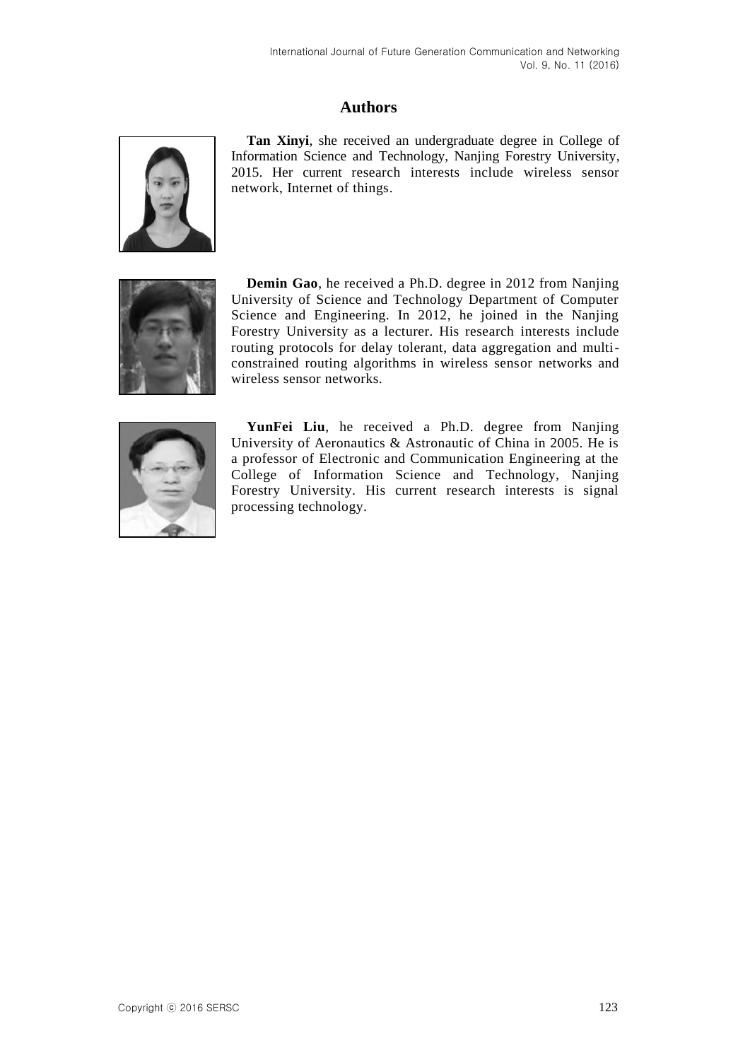## Authors

**Tan Xinyi**, she received an undergraduate degree in College of Information Science and Technology, Nanjing Forestry University, 2015. Her current research interests include wireless sensor network, Internet of things.

**Demin Gao**, he received a Ph.D. degree in 2012 from Nanjing University of Science and Technology Department of Computer Science and Engineering. In 2012, he joined in the Nanjing Forestry University as a lecturer. His research interests include routing protocols for delay tolerant, data aggregation and multi-constrained routing algorithms in wireless sensor networks and wireless sensor networks.

**YunFei Liu**, he received a Ph.D. degree from Nanjing University of Aeronautics & Astronautic of China in 2005. He is a professor of Electronic and Communication Engineering at the College of Information Science and Technology, Nanjing Forestry University. His current research interests is signal processing technology.